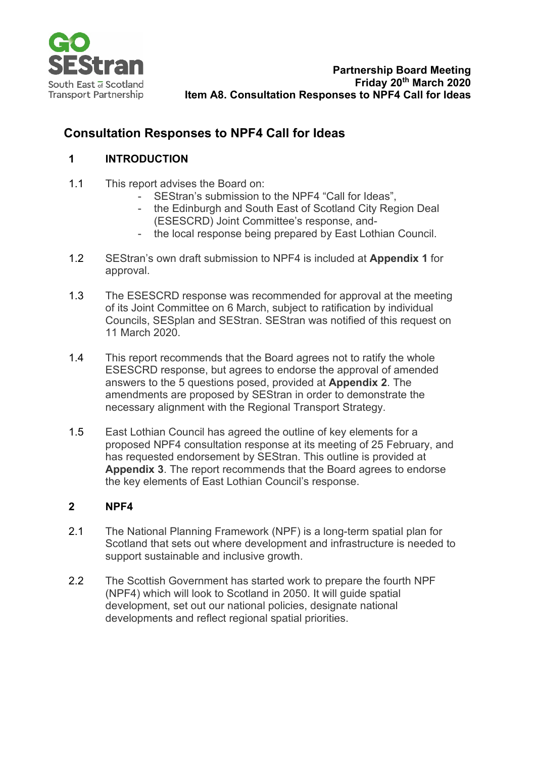GO SEStran
South East of Scotland Transport Partnership

**Partnership Board Meeting**
**Friday 20th March 2020**
**Item A8. Consultation Responses to NPF4 Call for Ideas**

# Consultation Responses to NPF4 Call for Ideas

## 1 INTRODUCTION

1.1 This report advises the Board on:

- SEStran's submission to the NPF4 "Call for Ideas",
- the Edinburgh and South East of Scotland City Region Deal (ESESCRD) Joint Committee's response, and-
- the local response being prepared by East Lothian Council.

1.2 SEStran's own draft submission to NPF4 is included at **Appendix 1** for approval.

1.3 The ESESCRD response was recommended for approval at the meeting of its Joint Committee on 6 March, subject to ratification by individual Councils, SESplan and SEStran. SEStran was notified of this request on 11 March 2020.

1.4 This report recommends that the Board agrees not to ratify the whole ESESCRD response, but agrees to endorse the approval of amended answers to the 5 questions posed, provided at **Appendix 2**. The amendments are proposed by SEStran in order to demonstrate the necessary alignment with the Regional Transport Strategy.

1.5 East Lothian Council has agreed the outline of key elements for a proposed NPF4 consultation response at its meeting of 25 February, and has requested endorsement by SEStran. This outline is provided at **Appendix 3**. The report recommends that the Board agrees to endorse the key elements of East Lothian Council's response.

## 2 NPF4

2.1 The National Planning Framework (NPF) is a long-term spatial plan for Scotland that sets out where development and infrastructure is needed to support sustainable and inclusive growth.

2.2 The Scottish Government has started work to prepare the fourth NPF (NPF4) which will look to Scotland in 2050. It will guide spatial development, set out our national policies, designate national developments and reflect regional spatial priorities.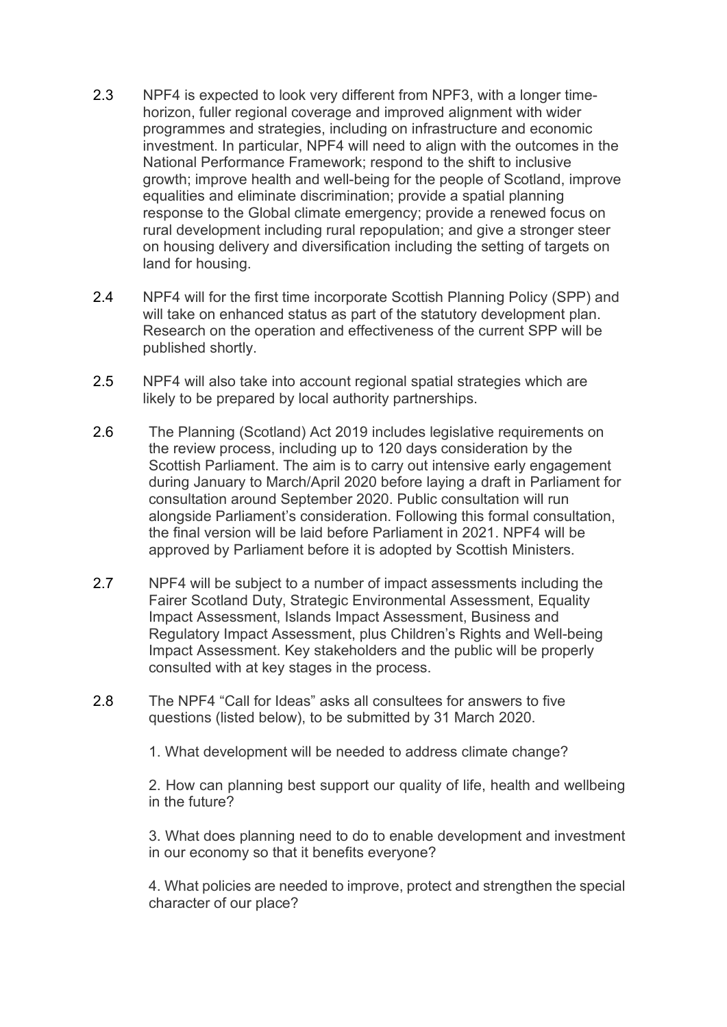2.3 NPF4 is expected to look very different from NPF3, with a longer time-horizon, fuller regional coverage and improved alignment with wider programmes and strategies, including on infrastructure and economic investment. In particular, NPF4 will need to align with the outcomes in the National Performance Framework; respond to the shift to inclusive growth; improve health and well-being for the people of Scotland, improve equalities and eliminate discrimination; provide a spatial planning response to the Global climate emergency; provide a renewed focus on rural development including rural repopulation; and give a stronger steer on housing delivery and diversification including the setting of targets on land for housing.

2.4 NPF4 will for the first time incorporate Scottish Planning Policy (SPP) and will take on enhanced status as part of the statutory development plan. Research on the operation and effectiveness of the current SPP will be published shortly.

2.5 NPF4 will also take into account regional spatial strategies which are likely to be prepared by local authority partnerships.

2.6 The Planning (Scotland) Act 2019 includes legislative requirements on the review process, including up to 120 days consideration by the Scottish Parliament. The aim is to carry out intensive early engagement during January to March/April 2020 before laying a draft in Parliament for consultation around September 2020. Public consultation will run alongside Parliament's consideration. Following this formal consultation, the final version will be laid before Parliament in 2021. NPF4 will be approved by Parliament before it is adopted by Scottish Ministers.

2.7 NPF4 will be subject to a number of impact assessments including the Fairer Scotland Duty, Strategic Environmental Assessment, Equality Impact Assessment, Islands Impact Assessment, Business and Regulatory Impact Assessment, plus Children's Rights and Well-being Impact Assessment. Key stakeholders and the public will be properly consulted with at key stages in the process.

2.8 The NPF4 "Call for Ideas" asks all consultees for answers to five questions (listed below), to be submitted by 31 March 2020.

1. What development will be needed to address climate change?

2. How can planning best support our quality of life, health and wellbeing in the future?

3. What does planning need to do to enable development and investment in our economy so that it benefits everyone?

4. What policies are needed to improve, protect and strengthen the special character of our place?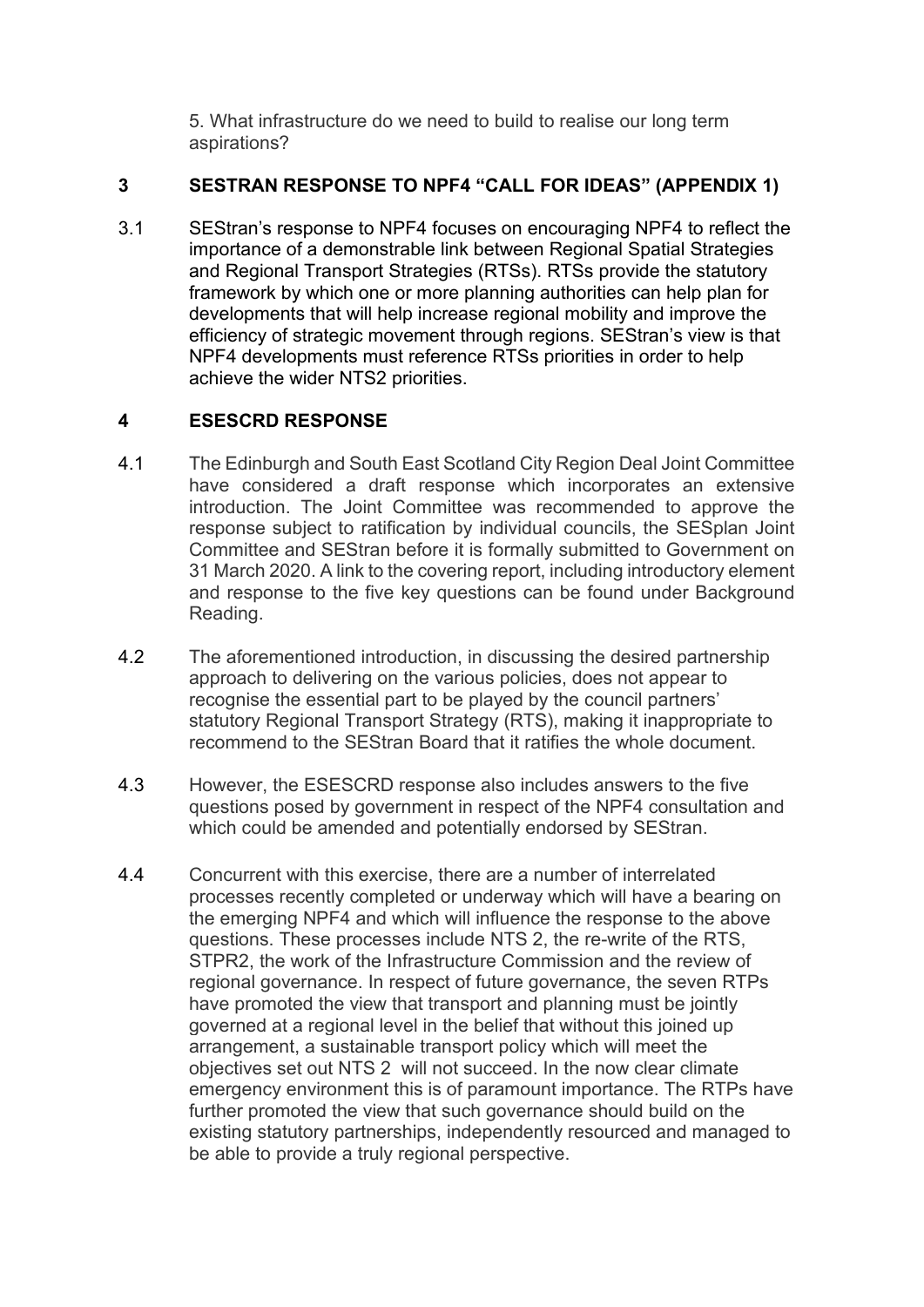5. What infrastructure do we need to build to realise our long term aspirations?

## 3 SESTRAN RESPONSE TO NPF4 "CALL FOR IDEAS" (APPENDIX 1)

3.1 SEStran's response to NPF4 focuses on encouraging NPF4 to reflect the importance of a demonstrable link between Regional Spatial Strategies and Regional Transport Strategies (RTSs). RTSs provide the statutory framework by which one or more planning authorities can help plan for developments that will help increase regional mobility and improve the efficiency of strategic movement through regions. SEStran's view is that NPF4 developments must reference RTSs priorities in order to help achieve the wider NTS2 priorities.

## 4 ESESCRD RESPONSE

4.1 The Edinburgh and South East Scotland City Region Deal Joint Committee have considered a draft response which incorporates an extensive introduction. The Joint Committee was recommended to approve the response subject to ratification by individual councils, the SESplan Joint Committee and SEStran before it is formally submitted to Government on 31 March 2020. A link to the covering report, including introductory element and response to the five key questions can be found under Background Reading.

4.2 The aforementioned introduction, in discussing the desired partnership approach to delivering on the various policies, does not appear to recognise the essential part to be played by the council partners' statutory Regional Transport Strategy (RTS), making it inappropriate to recommend to the SEStran Board that it ratifies the whole document.

4.3 However, the ESESCRD response also includes answers to the five questions posed by government in respect of the NPF4 consultation and which could be amended and potentially endorsed by SEStran.

4.4 Concurrent with this exercise, there are a number of interrelated processes recently completed or underway which will have a bearing on the emerging NPF4 and which will influence the response to the above questions. These processes include NTS 2, the re-write of the RTS, STPR2, the work of the Infrastructure Commission and the review of regional governance. In respect of future governance, the seven RTPs have promoted the view that transport and planning must be jointly governed at a regional level in the belief that without this joined up arrangement, a sustainable transport policy which will meet the objectives set out NTS 2 will not succeed. In the now clear climate emergency environment this is of paramount importance. The RTPs have further promoted the view that such governance should build on the existing statutory partnerships, independently resourced and managed to be able to provide a truly regional perspective.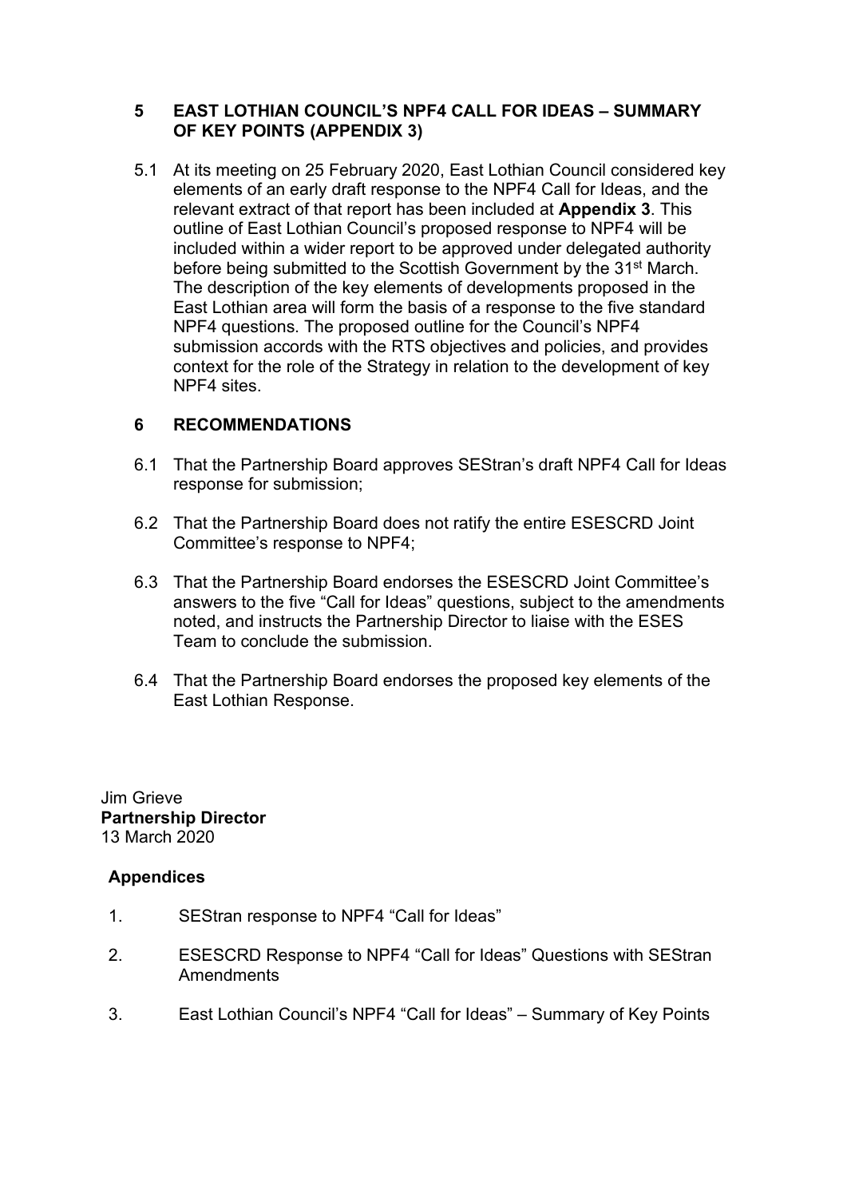## 5 EAST LOTHIAN COUNCIL'S NPF4 CALL FOR IDEAS – SUMMARY OF KEY POINTS (APPENDIX 3)

5.1 At its meeting on 25 February 2020, East Lothian Council considered key elements of an early draft response to the NPF4 Call for Ideas, and the relevant extract of that report has been included at **Appendix 3**. This outline of East Lothian Council's proposed response to NPF4 will be included within a wider report to be approved under delegated authority before being submitted to the Scottish Government by the 31st March. The description of the key elements of developments proposed in the East Lothian area will form the basis of a response to the five standard NPF4 questions. The proposed outline for the Council's NPF4 submission accords with the RTS objectives and policies, and provides context for the role of the Strategy in relation to the development of key NPF4 sites.

## 6 RECOMMENDATIONS

6.1 That the Partnership Board approves SEStran's draft NPF4 Call for Ideas response for submission;

6.2 That the Partnership Board does not ratify the entire ESESCRD Joint Committee's response to NPF4;

6.3 That the Partnership Board endorses the ESESCRD Joint Committee's answers to the five "Call for Ideas" questions, subject to the amendments noted, and instructs the Partnership Director to liaise with the ESES Team to conclude the submission.

6.4 That the Partnership Board endorses the proposed key elements of the East Lothian Response.

Jim Grieve
**Partnership Director**
13 March 2020

**Appendices**

1. SEStran response to NPF4 "Call for Ideas"
2. ESESCRD Response to NPF4 "Call for Ideas" Questions with SEStran Amendments
3. East Lothian Council's NPF4 "Call for Ideas" – Summary of Key Points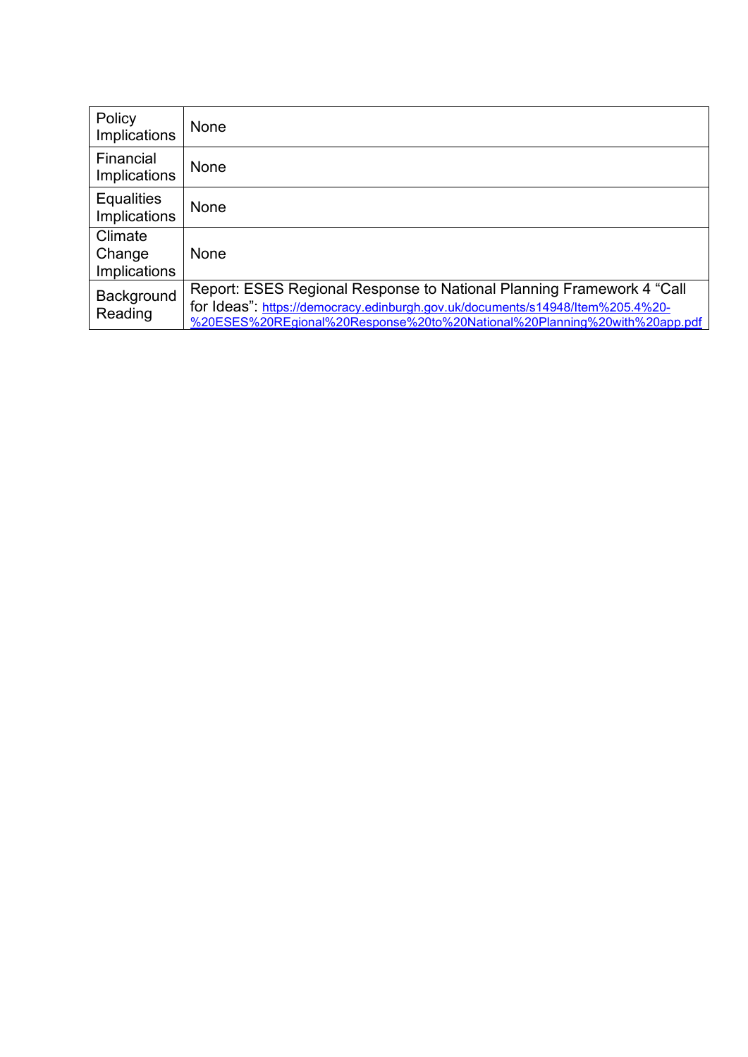| | |
|---|---|
| Policy Implications | None |
| Financial Implications | None |
| Equalities Implications | None |
| Climate Change Implications | None |
| Background Reading | Report: ESES Regional Response to National Planning Framework 4 "Call for Ideas": https://democracy.edinburgh.gov.uk/documents/s14948/Item%205.4%20-%20ESES%20REgional%20Response%20to%20National%20Planning%20with%20app.pdf |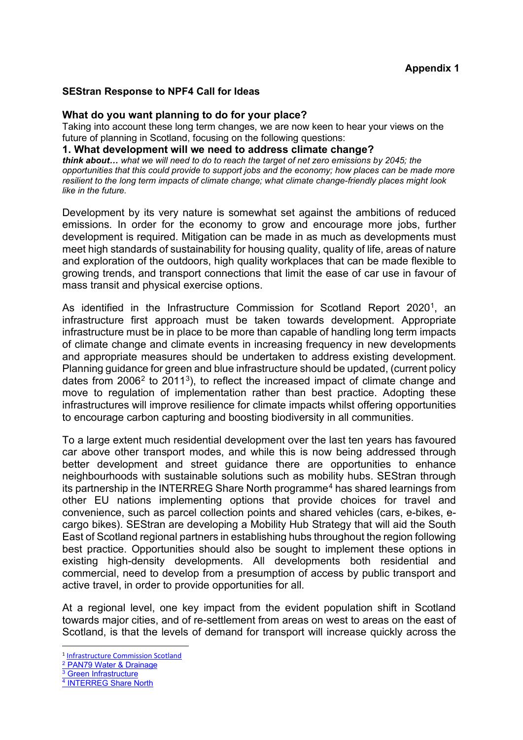**Appendix 1**

**SEStran Response to NPF4 Call for Ideas**

**What do you want planning to do for your place?**

Taking into account these long term changes, we are now keen to hear your views on the future of planning in Scotland, focusing on the following questions:

**1. What development will we need to address climate change?**

***think about…*** *what we will need to do to reach the target of net zero emissions by 2045; the opportunities that this could provide to support jobs and the economy; how places can be made more resilient to the long term impacts of climate change; what climate change-friendly places might look like in the future.*

Development by its very nature is somewhat set against the ambitions of reduced emissions. In order for the economy to grow and encourage more jobs, further development is required. Mitigation can be made in as much as developments must meet high standards of sustainability for housing quality, quality of life, areas of nature and exploration of the outdoors, high quality workplaces that can be made flexible to growing trends, and transport connections that limit the ease of car use in favour of mass transit and physical exercise options.

As identified in the Infrastructure Commission for Scotland Report 2020[1], an infrastructure first approach must be taken towards development. Appropriate infrastructure must be in place to be more than capable of handling long term impacts of climate change and climate events in increasing frequency in new developments and appropriate measures should be undertaken to address existing development. Planning guidance for green and blue infrastructure should be updated, (current policy dates from 2006[2] to 2011[3]), to reflect the increased impact of climate change and move to regulation of implementation rather than best practice. Adopting these infrastructures will improve resilience for climate impacts whilst offering opportunities to encourage carbon capturing and boosting biodiversity in all communities.

To a large extent much residential development over the last ten years has favoured car above other transport modes, and while this is now being addressed through better development and street guidance there are opportunities to enhance neighbourhoods with sustainable solutions such as mobility hubs. SEStran through its partnership in the INTERREG Share North programme[4] has shared learnings from other EU nations implementing options that provide choices for travel and convenience, such as parcel collection points and shared vehicles (cars, e-bikes, e-cargo bikes). SEStran are developing a Mobility Hub Strategy that will aid the South East of Scotland regional partners in establishing hubs throughout the region following best practice. Opportunities should also be sought to implement these options in existing high-density developments. All developments both residential and commercial, need to develop from a presumption of access by public transport and active travel, in order to provide opportunities for all.

At a regional level, one key impact from the evident population shift in Scotland towards major cities, and of re-settlement from areas on west to areas on the east of Scotland, is that the levels of demand for transport will increase quickly across the

---

[1] Infrastructure Commission Scotland
[2] PAN79 Water & Drainage
[3] Green Infrastructure
[4] INTERREG Share North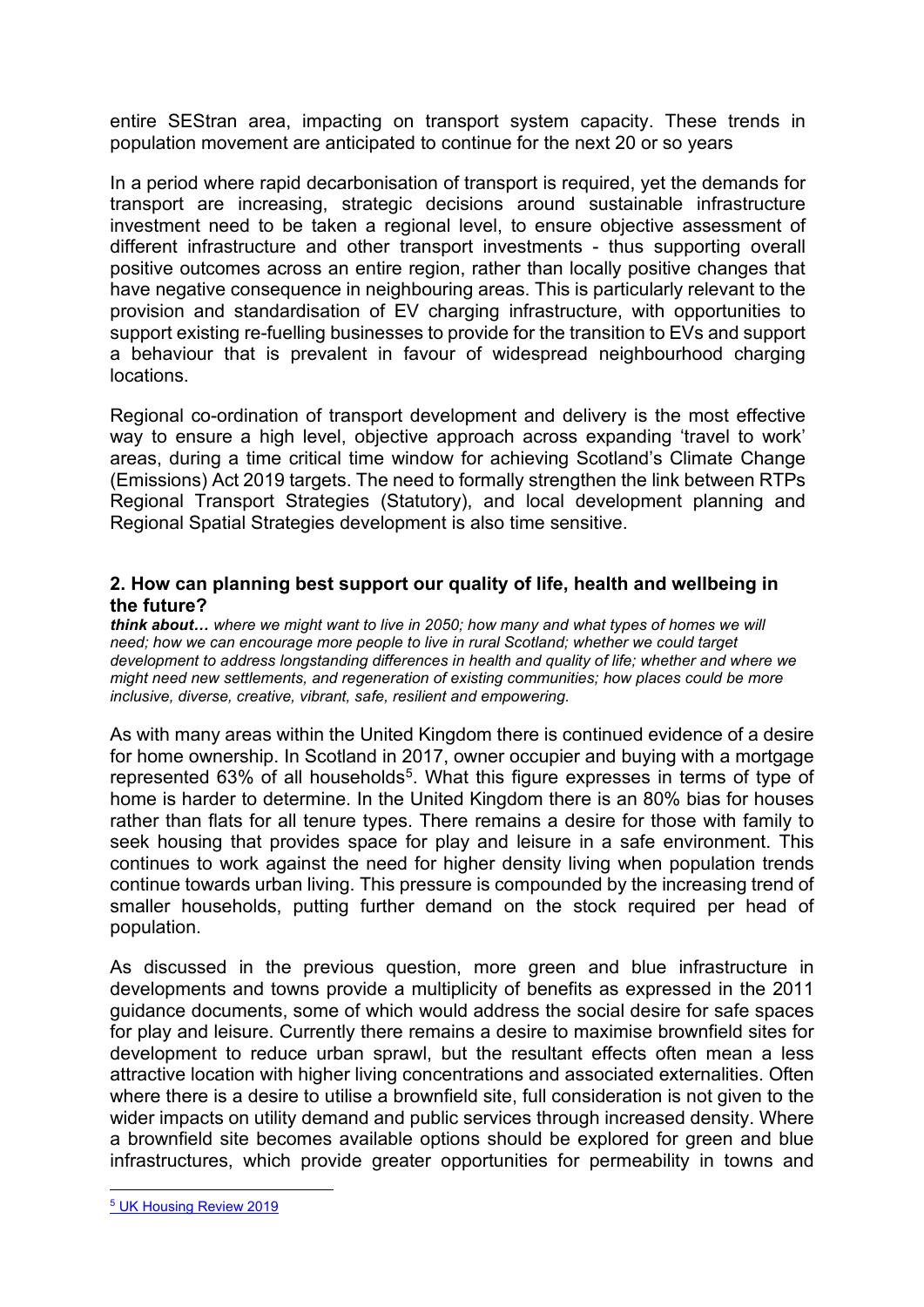entire SEStran area, impacting on transport system capacity. These trends in population movement are anticipated to continue for the next 20 or so years

In a period where rapid decarbonisation of transport is required, yet the demands for transport are increasing, strategic decisions around sustainable infrastructure investment need to be taken a regional level, to ensure objective assessment of different infrastructure and other transport investments - thus supporting overall positive outcomes across an entire region, rather than locally positive changes that have negative consequence in neighbouring areas. This is particularly relevant to the provision and standardisation of EV charging infrastructure, with opportunities to support existing re-fuelling businesses to provide for the transition to EVs and support a behaviour that is prevalent in favour of widespread neighbourhood charging locations.

Regional co-ordination of transport development and delivery is the most effective way to ensure a high level, objective approach across expanding 'travel to work' areas, during a time critical time window for achieving Scotland's Climate Change (Emissions) Act 2019 targets. The need to formally strengthen the link between RTPs Regional Transport Strategies (Statutory), and local development planning and Regional Spatial Strategies development is also time sensitive.

## 2. How can planning best support our quality of life, health and wellbeing in the future?

***think about…*** *where we might want to live in 2050; how many and what types of homes we will need; how we can encourage more people to live in rural Scotland; whether we could target development to address longstanding differences in health and quality of life; whether and where we might need new settlements, and regeneration of existing communities; how places could be more inclusive, diverse, creative, vibrant, safe, resilient and empowering.*

As with many areas within the United Kingdom there is continued evidence of a desire for home ownership. In Scotland in 2017, owner occupier and buying with a mortgage represented 63% of all households[5]. What this figure expresses in terms of type of home is harder to determine. In the United Kingdom there is an 80% bias for houses rather than flats for all tenure types. There remains a desire for those with family to seek housing that provides space for play and leisure in a safe environment. This continues to work against the need for higher density living when population trends continue towards urban living. This pressure is compounded by the increasing trend of smaller households, putting further demand on the stock required per head of population.

As discussed in the previous question, more green and blue infrastructure in developments and towns provide a multiplicity of benefits as expressed in the 2011 guidance documents, some of which would address the social desire for safe spaces for play and leisure. Currently there remains a desire to maximise brownfield sites for development to reduce urban sprawl, but the resultant effects often mean a less attractive location with higher living concentrations and associated externalities. Often where there is a desire to utilise a brownfield site, full consideration is not given to the wider impacts on utility demand and public services through increased density. Where a brownfield site becomes available options should be explored for green and blue infrastructures, which provide greater opportunities for permeability in towns and

[5] UK Housing Review 2019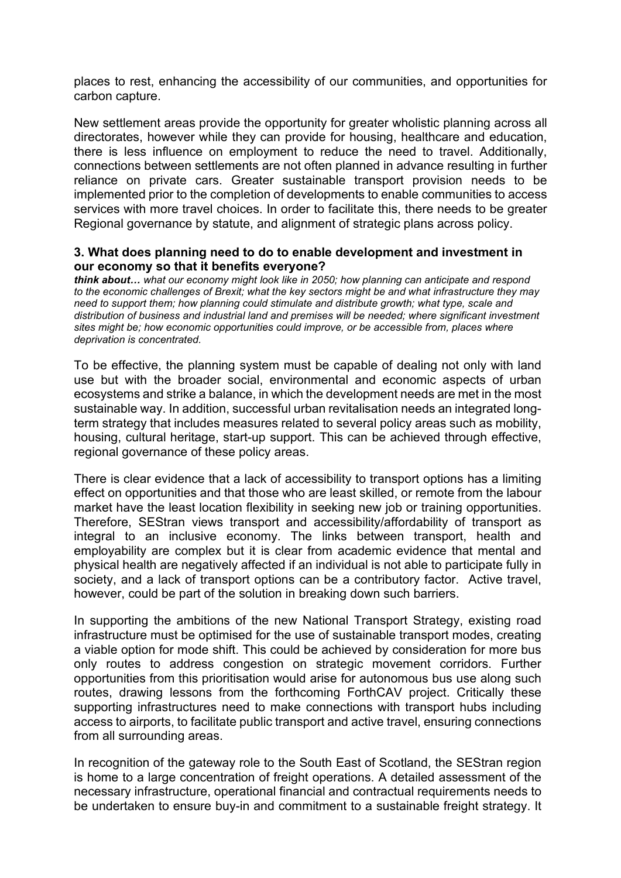places to rest, enhancing the accessibility of our communities, and opportunities for carbon capture.

New settlement areas provide the opportunity for greater wholistic planning across all directorates, however while they can provide for housing, healthcare and education, there is less influence on employment to reduce the need to travel. Additionally, connections between settlements are not often planned in advance resulting in further reliance on private cars. Greater sustainable transport provision needs to be implemented prior to the completion of developments to enable communities to access services with more travel choices. In order to facilitate this, there needs to be greater Regional governance by statute, and alignment of strategic plans across policy.

**3. What does planning need to do to enable development and investment in our economy so that it benefits everyone?**

***think about…*** *what our economy might look like in 2050; how planning can anticipate and respond to the economic challenges of Brexit; what the key sectors might be and what infrastructure they may need to support them; how planning could stimulate and distribute growth; what type, scale and distribution of business and industrial land and premises will be needed; where significant investment sites might be; how economic opportunities could improve, or be accessible from, places where deprivation is concentrated.*

To be effective, the planning system must be capable of dealing not only with land use but with the broader social, environmental and economic aspects of urban ecosystems and strike a balance, in which the development needs are met in the most sustainable way. In addition, successful urban revitalisation needs an integrated long-term strategy that includes measures related to several policy areas such as mobility, housing, cultural heritage, start-up support. This can be achieved through effective, regional governance of these policy areas.

There is clear evidence that a lack of accessibility to transport options has a limiting effect on opportunities and that those who are least skilled, or remote from the labour market have the least location flexibility in seeking new job or training opportunities. Therefore, SEStran views transport and accessibility/affordability of transport as integral to an inclusive economy. The links between transport, health and employability are complex but it is clear from academic evidence that mental and physical health are negatively affected if an individual is not able to participate fully in society, and a lack of transport options can be a contributory factor. Active travel, however, could be part of the solution in breaking down such barriers.

In supporting the ambitions of the new National Transport Strategy, existing road infrastructure must be optimised for the use of sustainable transport modes, creating a viable option for mode shift. This could be achieved by consideration for more bus only routes to address congestion on strategic movement corridors. Further opportunities from this prioritisation would arise for autonomous bus use along such routes, drawing lessons from the forthcoming ForthCAV project. Critically these supporting infrastructures need to make connections with transport hubs including access to airports, to facilitate public transport and active travel, ensuring connections from all surrounding areas.

In recognition of the gateway role to the South East of Scotland, the SEStran region is home to a large concentration of freight operations. A detailed assessment of the necessary infrastructure, operational financial and contractual requirements needs to be undertaken to ensure buy-in and commitment to a sustainable freight strategy. It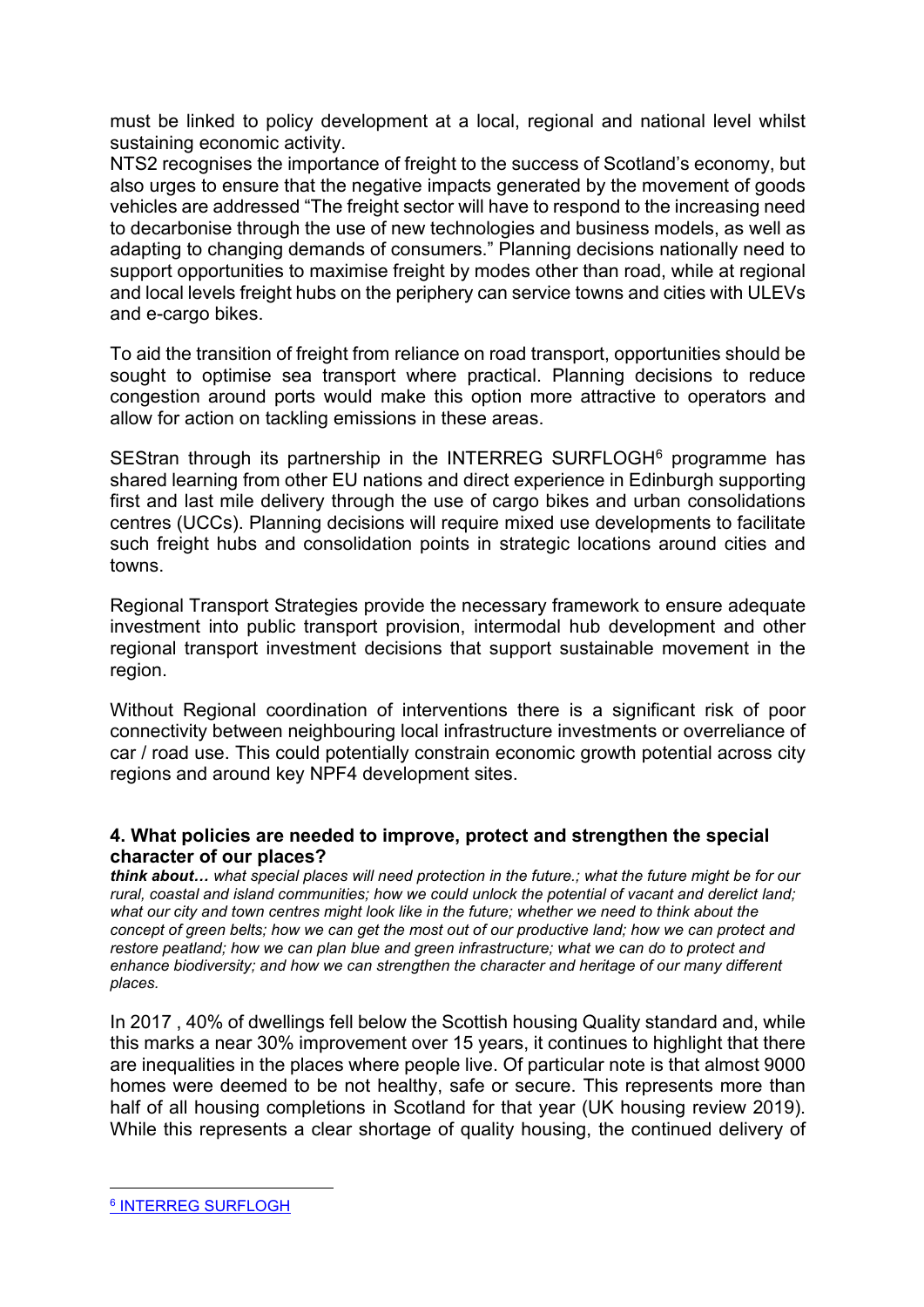must be linked to policy development at a local, regional and national level whilst sustaining economic activity.
NTS2 recognises the importance of freight to the success of Scotland's economy, but also urges to ensure that the negative impacts generated by the movement of goods vehicles are addressed "The freight sector will have to respond to the increasing need to decarbonise through the use of new technologies and business models, as well as adapting to changing demands of consumers." Planning decisions nationally need to support opportunities to maximise freight by modes other than road, while at regional and local levels freight hubs on the periphery can service towns and cities with ULEVs and e-cargo bikes.

To aid the transition of freight from reliance on road transport, opportunities should be sought to optimise sea transport where practical. Planning decisions to reduce congestion around ports would make this option more attractive to operators and allow for action on tackling emissions in these areas.

SEStran through its partnership in the INTERREG SURFLOGH[6] programme has shared learning from other EU nations and direct experience in Edinburgh supporting first and last mile delivery through the use of cargo bikes and urban consolidations centres (UCCs). Planning decisions will require mixed use developments to facilitate such freight hubs and consolidation points in strategic locations around cities and towns.

Regional Transport Strategies provide the necessary framework to ensure adequate investment into public transport provision, intermodal hub development and other regional transport investment decisions that support sustainable movement in the region.

Without Regional coordination of interventions there is a significant risk of poor connectivity between neighbouring local infrastructure investments or overreliance of car / road use. This could potentially constrain economic growth potential across city regions and around key NPF4 development sites.

### 4. What policies are needed to improve, protect and strengthen the special character of our places?

***think about…*** *what special places will need protection in the future.; what the future might be for our rural, coastal and island communities; how we could unlock the potential of vacant and derelict land; what our city and town centres might look like in the future; whether we need to think about the concept of green belts; how we can get the most out of our productive land; how we can protect and restore peatland; how we can plan blue and green infrastructure; what we can do to protect and enhance biodiversity; and how we can strengthen the character and heritage of our many different places.*

In 2017 , 40% of dwellings fell below the Scottish housing Quality standard and, while this marks a near 30% improvement over 15 years, it continues to highlight that there are inequalities in the places where people live. Of particular note is that almost 9000 homes were deemed to be not healthy, safe or secure. This represents more than half of all housing completions in Scotland for that year (UK housing review 2019). While this represents a clear shortage of quality housing, the continued delivery of

[6] INTERREG SURFLOGH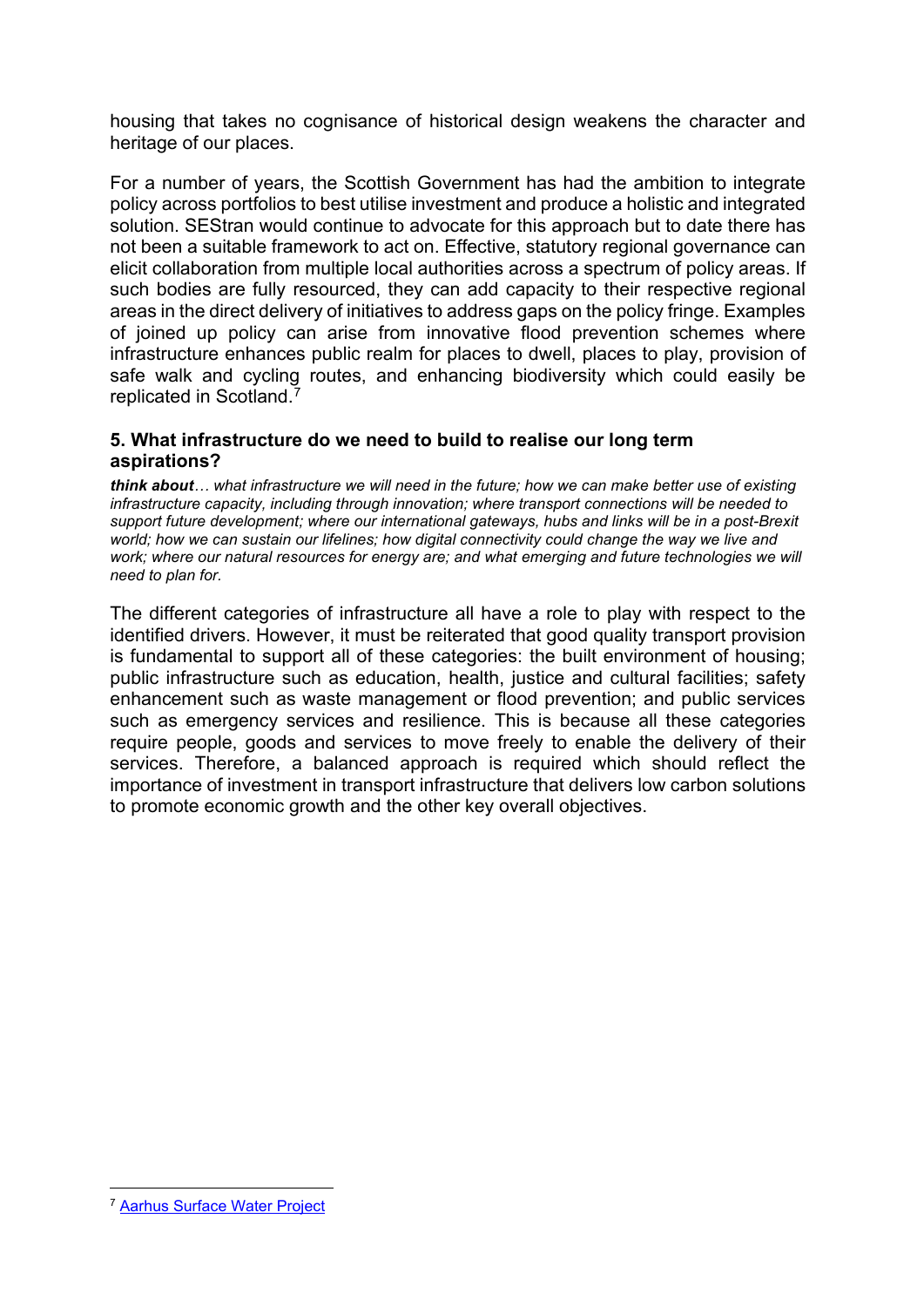housing that takes no cognisance of historical design weakens the character and heritage of our places.

For a number of years, the Scottish Government has had the ambition to integrate policy across portfolios to best utilise investment and produce a holistic and integrated solution. SEStran would continue to advocate for this approach but to date there has not been a suitable framework to act on. Effective, statutory regional governance can elicit collaboration from multiple local authorities across a spectrum of policy areas. If such bodies are fully resourced, they can add capacity to their respective regional areas in the direct delivery of initiatives to address gaps on the policy fringe. Examples of joined up policy can arise from innovative flood prevention schemes where infrastructure enhances public realm for places to dwell, places to play, provision of safe walk and cycling routes, and enhancing biodiversity which could easily be replicated in Scotland.[7]

### 5. What infrastructure do we need to build to realise our long term aspirations?

***think about**… what infrastructure we will need in the future; how we can make better use of existing infrastructure capacity, including through innovation; where transport connections will be needed to support future development; where our international gateways, hubs and links will be in a post-Brexit world; how we can sustain our lifelines; how digital connectivity could change the way we live and work; where our natural resources for energy are; and what emerging and future technologies we will need to plan for.*

The different categories of infrastructure all have a role to play with respect to the identified drivers. However, it must be reiterated that good quality transport provision is fundamental to support all of these categories: the built environment of housing; public infrastructure such as education, health, justice and cultural facilities; safety enhancement such as waste management or flood prevention; and public services such as emergency services and resilience. This is because all these categories require people, goods and services to move freely to enable the delivery of their services. Therefore, a balanced approach is required which should reflect the importance of investment in transport infrastructure that delivers low carbon solutions to promote economic growth and the other key overall objectives.

[7] Aarhus Surface Water Project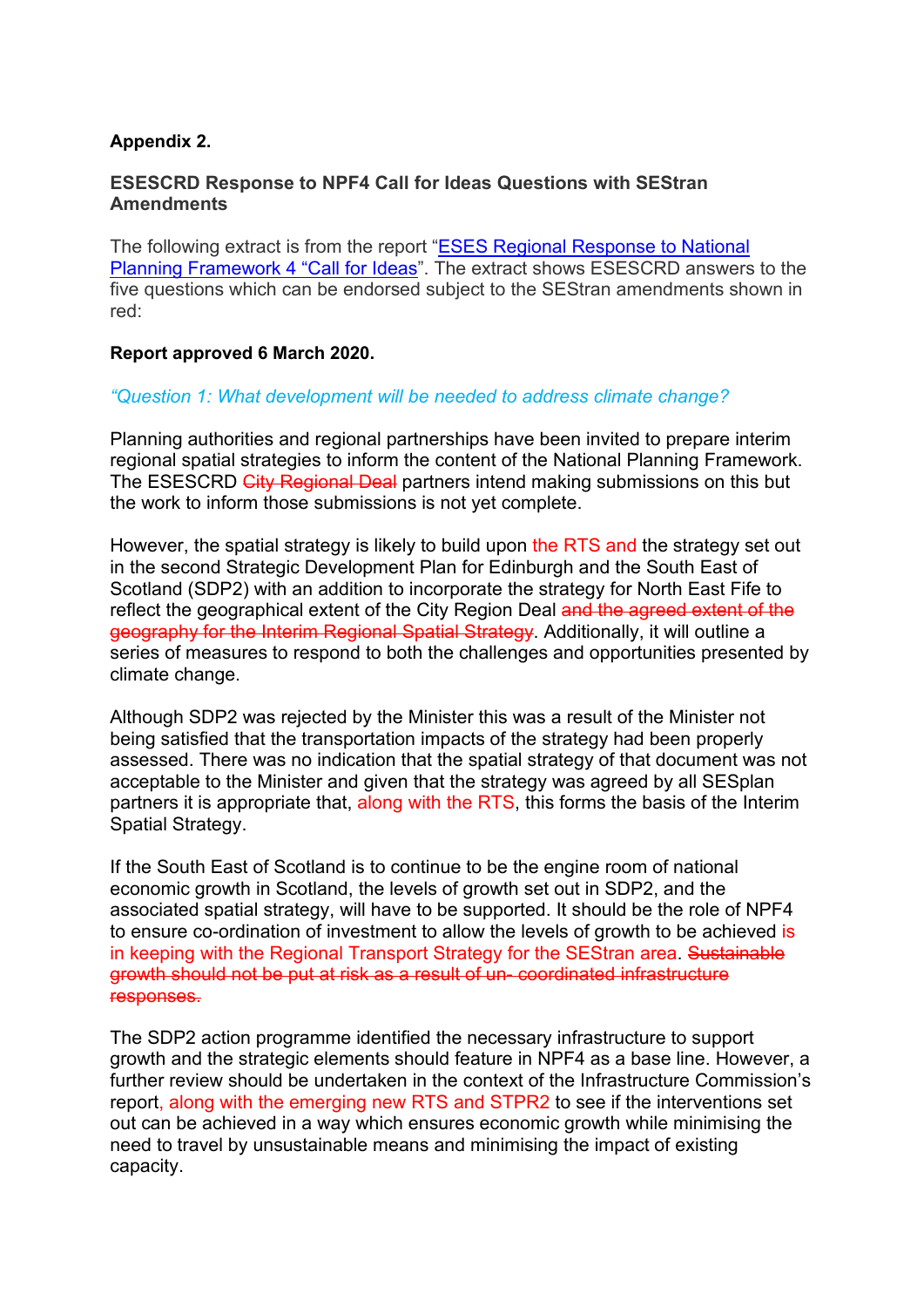**Appendix 2.**

**ESESCRD Response to NPF4 Call for Ideas Questions with SEStran Amendments**

The following extract is from the report "[ESES Regional Response to National Planning Framework 4 "Call for Ideas](#)". The extract shows ESESCRD answers to the five questions which can be endorsed subject to the SEStran amendments shown in red:

**Report approved 6 March 2020.**

*"Question 1: What development will be needed to address climate change?*

Planning authorities and regional partnerships have been invited to prepare interim regional spatial strategies to inform the content of the National Planning Framework. The ESESCRD ~~City Regional Deal~~ partners intend making submissions on this but the work to inform those submissions is not yet complete.

However, the spatial strategy is likely to build upon the RTS and the strategy set out in the second Strategic Development Plan for Edinburgh and the South East of Scotland (SDP2) with an addition to incorporate the strategy for North East Fife to reflect the geographical extent of the City Region Deal ~~and the agreed extent of the geography for the Interim Regional Spatial Strategy~~. Additionally, it will outline a series of measures to respond to both the challenges and opportunities presented by climate change.

Although SDP2 was rejected by the Minister this was a result of the Minister not being satisfied that the transportation impacts of the strategy had been properly assessed. There was no indication that the spatial strategy of that document was not acceptable to the Minister and given that the strategy was agreed by all SESplan partners it is appropriate that, along with the RTS, this forms the basis of the Interim Spatial Strategy.

If the South East of Scotland is to continue to be the engine room of national economic growth in Scotland, the levels of growth set out in SDP2, and the associated spatial strategy, will have to be supported. It should be the role of NPF4 to ensure co-ordination of investment to allow the levels of growth to be achieved is in keeping with the Regional Transport Strategy for the SEStran area. ~~Sustainable growth should not be put at risk as a result of un- coordinated infrastructure responses.~~

The SDP2 action programme identified the necessary infrastructure to support growth and the strategic elements should feature in NPF4 as a base line. However, a further review should be undertaken in the context of the Infrastructure Commission's report, along with the emerging new RTS and STPR2 to see if the interventions set out can be achieved in a way which ensures economic growth while minimising the need to travel by unsustainable means and minimising the impact of existing capacity.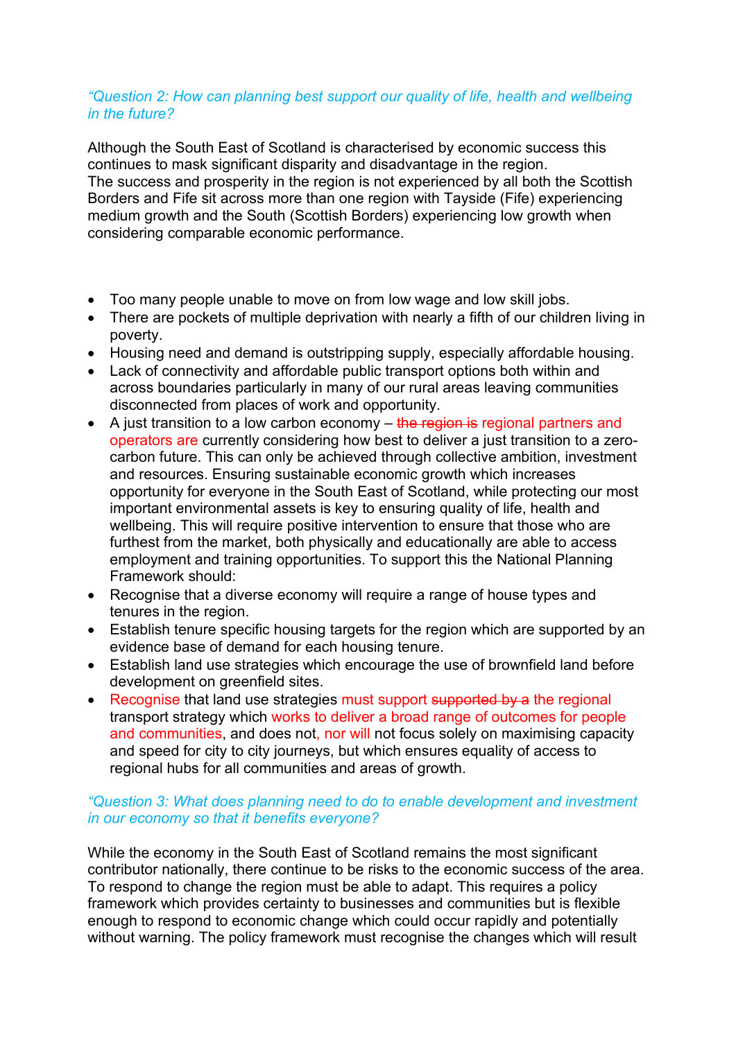*"Question 2: How can planning best support our quality of life, health and wellbeing in the future?*

Although the South East of Scotland is characterised by economic success this continues to mask significant disparity and disadvantage in the region.
The success and prosperity in the region is not experienced by all both the Scottish Borders and Fife sit across more than one region with Tayside (Fife) experiencing medium growth and the South (Scottish Borders) experiencing low growth when considering comparable economic performance.

- Too many people unable to move on from low wage and low skill jobs.
- There are pockets of multiple deprivation with nearly a fifth of our children living in poverty.
- Housing need and demand is outstripping supply, especially affordable housing.
- Lack of connectivity and affordable public transport options both within and across boundaries particularly in many of our rural areas leaving communities disconnected from places of work and opportunity.
- A just transition to a low carbon economy – ~~the region is~~ regional partners and operators are currently considering how best to deliver a just transition to a zero-carbon future. This can only be achieved through collective ambition, investment and resources. Ensuring sustainable economic growth which increases opportunity for everyone in the South East of Scotland, while protecting our most important environmental assets is key to ensuring quality of life, health and wellbeing. This will require positive intervention to ensure that those who are furthest from the market, both physically and educationally are able to access employment and training opportunities. To support this the National Planning Framework should:
- Recognise that a diverse economy will require a range of house types and tenures in the region.
- Establish tenure specific housing targets for the region which are supported by an evidence base of demand for each housing tenure.
- Establish land use strategies which encourage the use of brownfield land before development on greenfield sites.
- Recognise that land use strategies must support ~~supported by a~~ the regional transport strategy which works to deliver a broad range of outcomes for people and communities, and does not, nor will not focus solely on maximising capacity and speed for city to city journeys, but which ensures equality of access to regional hubs for all communities and areas of growth.

*"Question 3: What does planning need to do to enable development and investment in our economy so that it benefits everyone?*

While the economy in the South East of Scotland remains the most significant contributor nationally, there continue to be risks to the economic success of the area. To respond to change the region must be able to adapt. This requires a policy framework which provides certainty to businesses and communities but is flexible enough to respond to economic change which could occur rapidly and potentially without warning. The policy framework must recognise the changes which will result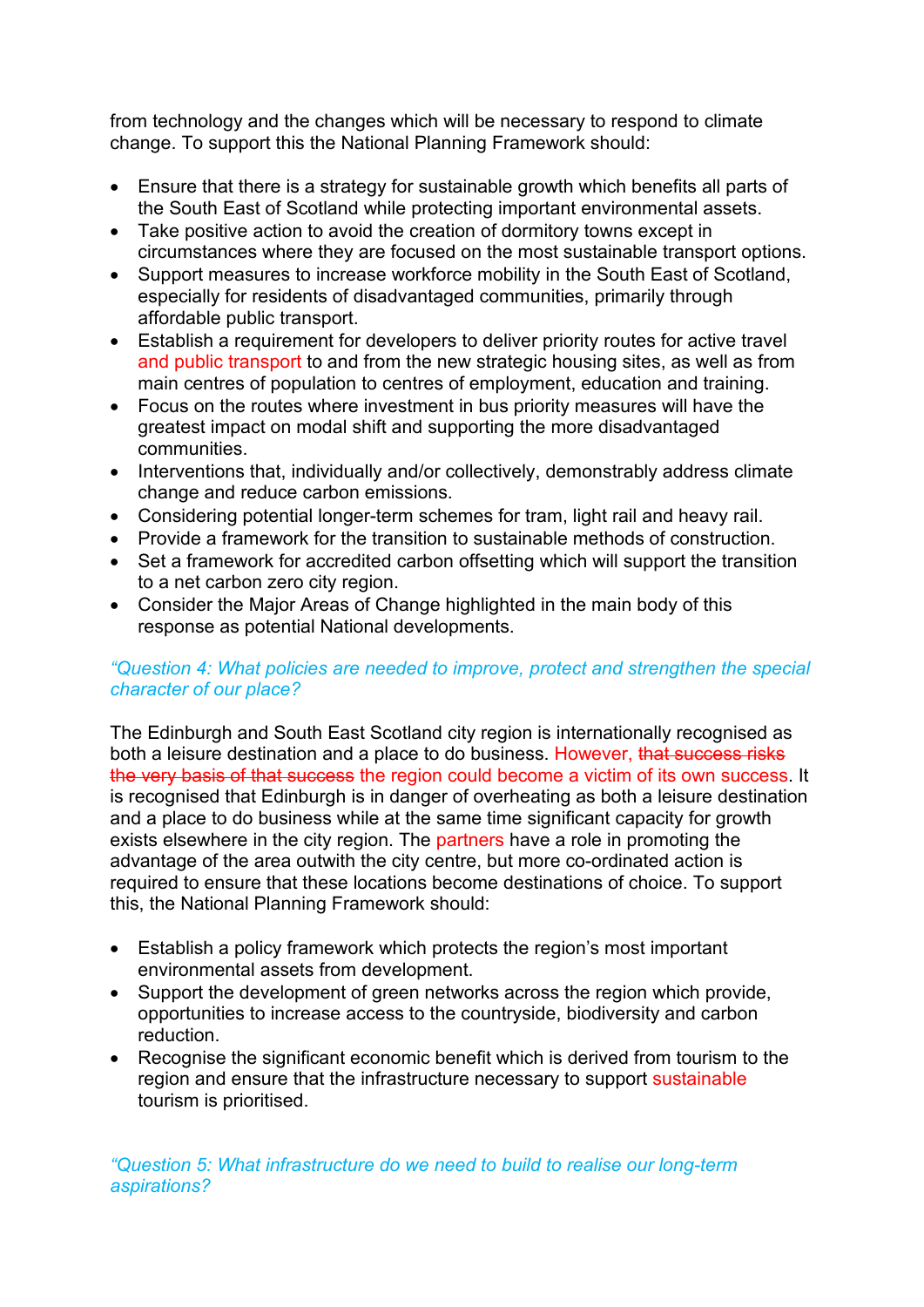from technology and the changes which will be necessary to respond to climate change. To support this the National Planning Framework should:

- Ensure that there is a strategy for sustainable growth which benefits all parts of the South East of Scotland while protecting important environmental assets.
- Take positive action to avoid the creation of dormitory towns except in circumstances where they are focused on the most sustainable transport options.
- Support measures to increase workforce mobility in the South East of Scotland, especially for residents of disadvantaged communities, primarily through affordable public transport.
- Establish a requirement for developers to deliver priority routes for active travel and public transport to and from the new strategic housing sites, as well as from main centres of population to centres of employment, education and training.
- Focus on the routes where investment in bus priority measures will have the greatest impact on modal shift and supporting the more disadvantaged communities.
- Interventions that, individually and/or collectively, demonstrably address climate change and reduce carbon emissions.
- Considering potential longer-term schemes for tram, light rail and heavy rail.
- Provide a framework for the transition to sustainable methods of construction.
- Set a framework for accredited carbon offsetting which will support the transition to a net carbon zero city region.
- Consider the Major Areas of Change highlighted in the main body of this response as potential National developments.

*"Question 4: What policies are needed to improve, protect and strengthen the special character of our place?*

The Edinburgh and South East Scotland city region is internationally recognised as both a leisure destination and a place to do business. However, ~~that success risks the very basis of that success~~ the region could become a victim of its own success. It is recognised that Edinburgh is in danger of overheating as both a leisure destination and a place to do business while at the same time significant capacity for growth exists elsewhere in the city region. The partners have a role in promoting the advantage of the area outwith the city centre, but more co-ordinated action is required to ensure that these locations become destinations of choice. To support this, the National Planning Framework should:

- Establish a policy framework which protects the region's most important environmental assets from development.
- Support the development of green networks across the region which provide, opportunities to increase access to the countryside, biodiversity and carbon reduction.
- Recognise the significant economic benefit which is derived from tourism to the region and ensure that the infrastructure necessary to support sustainable tourism is prioritised.

*"Question 5: What infrastructure do we need to build to realise our long-term aspirations?*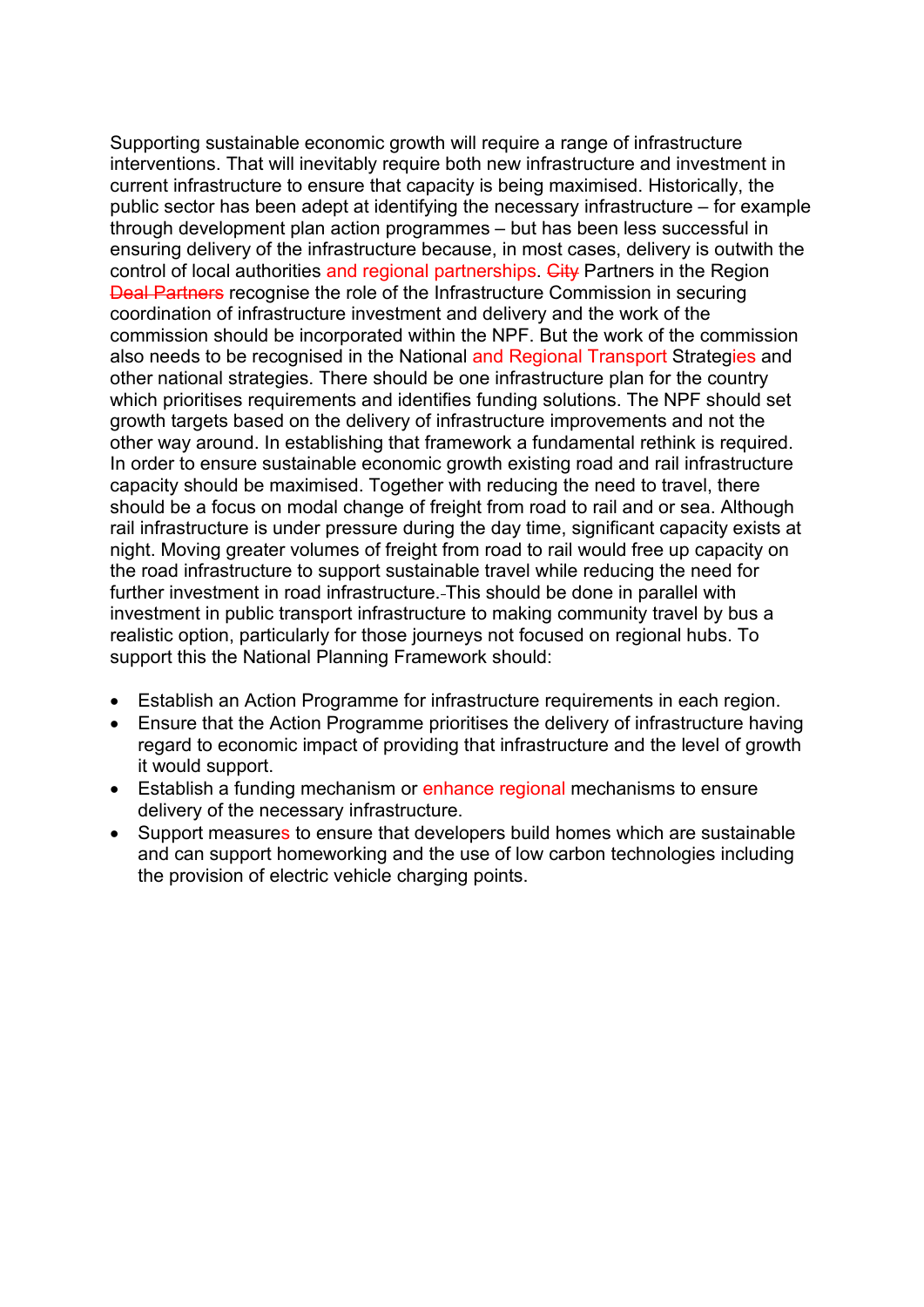Supporting sustainable economic growth will require a range of infrastructure interventions. That will inevitably require both new infrastructure and investment in current infrastructure to ensure that capacity is being maximised. Historically, the public sector has been adept at identifying the necessary infrastructure – for example through development plan action programmes – but has been less successful in ensuring delivery of the infrastructure because, in most cases, delivery is outwith the control of local authorities and regional partnerships. ~~City~~ Partners in the Region ~~Deal Partners~~ recognise the role of the Infrastructure Commission in securing coordination of infrastructure investment and delivery and the work of the commission should be incorporated within the NPF. But the work of the commission also needs to be recognised in the National and Regional Transport Strategies and other national strategies. There should be one infrastructure plan for the country which prioritises requirements and identifies funding solutions. The NPF should set growth targets based on the delivery of infrastructure improvements and not the other way around. In establishing that framework a fundamental rethink is required. In order to ensure sustainable economic growth existing road and rail infrastructure capacity should be maximised. Together with reducing the need to travel, there should be a focus on modal change of freight from road to rail and or sea. Although rail infrastructure is under pressure during the day time, significant capacity exists at night. Moving greater volumes of freight from road to rail would free up capacity on the road infrastructure to support sustainable travel while reducing the need for further investment in road infrastructure. This should be done in parallel with investment in public transport infrastructure to making community travel by bus a realistic option, particularly for those journeys not focused on regional hubs. To support this the National Planning Framework should:

- Establish an Action Programme for infrastructure requirements in each region.
- Ensure that the Action Programme prioritises the delivery of infrastructure having regard to economic impact of providing that infrastructure and the level of growth it would support.
- Establish a funding mechanism or enhance regional mechanisms to ensure delivery of the necessary infrastructure.
- Support measures to ensure that developers build homes which are sustainable and can support homeworking and the use of low carbon technologies including the provision of electric vehicle charging points.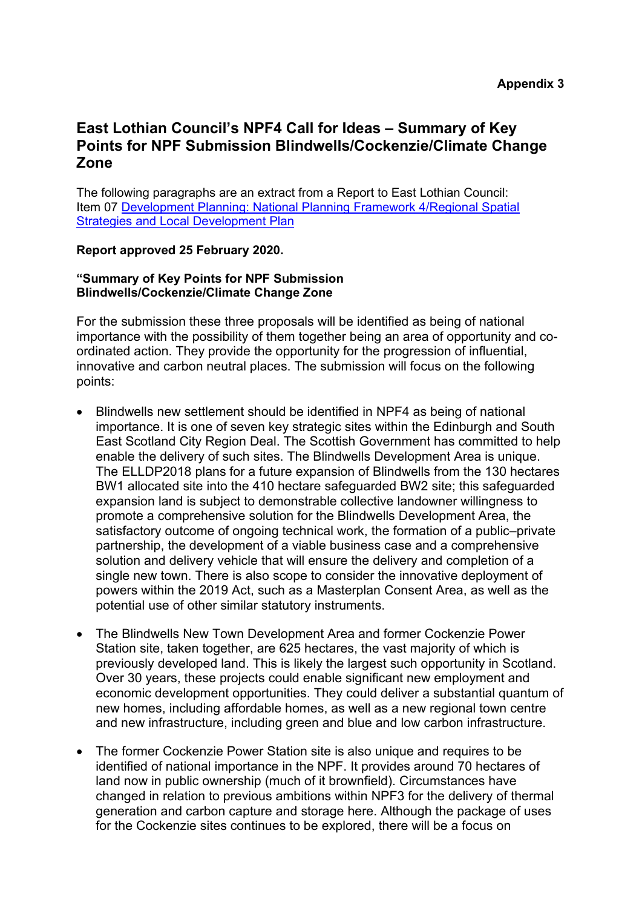**Appendix 3**

# East Lothian Council's NPF4 Call for Ideas – Summary of Key Points for NPF Submission Blindwells/Cockenzie/Climate Change Zone

The following paragraphs are an extract from a Report to East Lothian Council: Item 07 [Development Planning: National Planning Framework 4/Regional Spatial Strategies and Local Development Plan]

**Report approved 25 February 2020.**

**"Summary of Key Points for NPF Submission Blindwells/Cockenzie/Climate Change Zone**

For the submission these three proposals will be identified as being of national importance with the possibility of them together being an area of opportunity and co-ordinated action. They provide the opportunity for the progression of influential, innovative and carbon neutral places. The submission will focus on the following points:

- Blindwells new settlement should be identified in NPF4 as being of national importance. It is one of seven key strategic sites within the Edinburgh and South East Scotland City Region Deal. The Scottish Government has committed to help enable the delivery of such sites. The Blindwells Development Area is unique. The ELLDP2018 plans for a future expansion of Blindwells from the 130 hectares BW1 allocated site into the 410 hectare safeguarded BW2 site; this safeguarded expansion land is subject to demonstrable collective landowner willingness to promote a comprehensive solution for the Blindwells Development Area, the satisfactory outcome of ongoing technical work, the formation of a public–private partnership, the development of a viable business case and a comprehensive solution and delivery vehicle that will ensure the delivery and completion of a single new town. There is also scope to consider the innovative deployment of powers within the 2019 Act, such as a Masterplan Consent Area, as well as the potential use of other similar statutory instruments.

- The Blindwells New Town Development Area and former Cockenzie Power Station site, taken together, are 625 hectares, the vast majority of which is previously developed land. This is likely the largest such opportunity in Scotland. Over 30 years, these projects could enable significant new employment and economic development opportunities. They could deliver a substantial quantum of new homes, including affordable homes, as well as a new regional town centre and new infrastructure, including green and blue and low carbon infrastructure.

- The former Cockenzie Power Station site is also unique and requires to be identified of national importance in the NPF. It provides around 70 hectares of land now in public ownership (much of it brownfield). Circumstances have changed in relation to previous ambitions within NPF3 for the delivery of thermal generation and carbon capture and storage here. Although the package of uses for the Cockenzie sites continues to be explored, there will be a focus on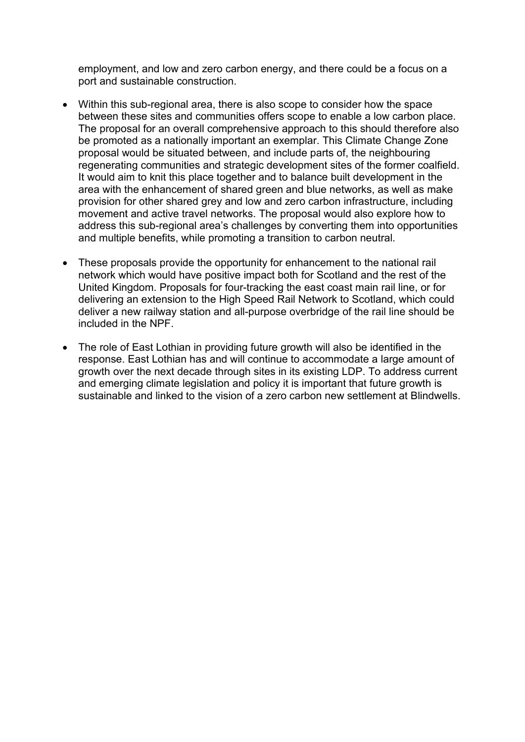employment, and low and zero carbon energy, and there could be a focus on a port and sustainable construction.

- Within this sub-regional area, there is also scope to consider how the space between these sites and communities offers scope to enable a low carbon place. The proposal for an overall comprehensive approach to this should therefore also be promoted as a nationally important an exemplar. This Climate Change Zone proposal would be situated between, and include parts of, the neighbouring regenerating communities and strategic development sites of the former coalfield. It would aim to knit this place together and to balance built development in the area with the enhancement of shared green and blue networks, as well as make provision for other shared grey and low and zero carbon infrastructure, including movement and active travel networks. The proposal would also explore how to address this sub-regional area's challenges by converting them into opportunities and multiple benefits, while promoting a transition to carbon neutral.

- These proposals provide the opportunity for enhancement to the national rail network which would have positive impact both for Scotland and the rest of the United Kingdom. Proposals for four-tracking the east coast main rail line, or for delivering an extension to the High Speed Rail Network to Scotland, which could deliver a new railway station and all-purpose overbridge of the rail line should be included in the NPF.

- The role of East Lothian in providing future growth will also be identified in the response. East Lothian has and will continue to accommodate a large amount of growth over the next decade through sites in its existing LDP. To address current and emerging climate legislation and policy it is important that future growth is sustainable and linked to the vision of a zero carbon new settlement at Blindwells.